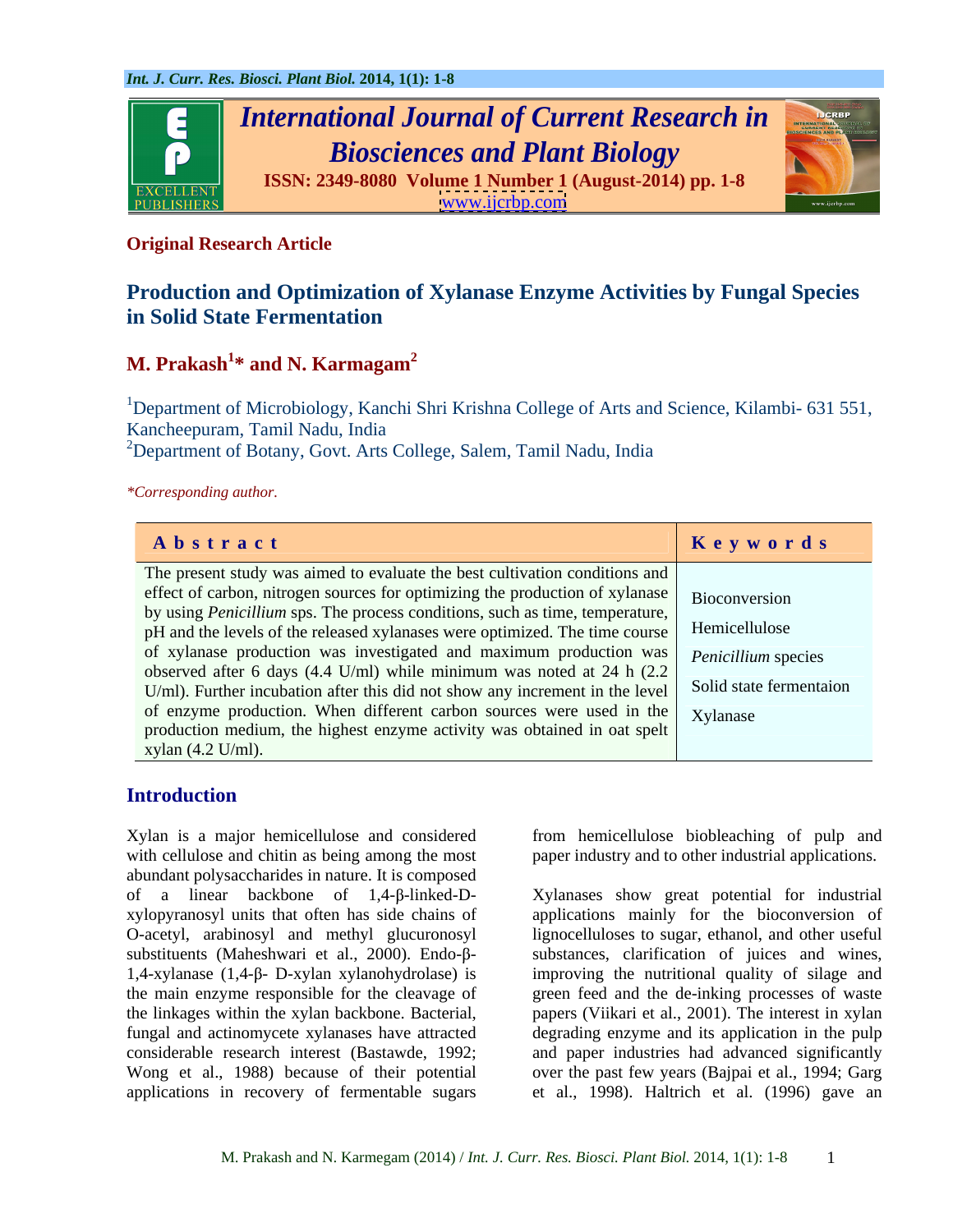**Original Research Article**

# Production and Optimization of Xylanase Enzyme Activities by Fungal Species in Solid State Fermentation

## M. Prakash[1]* and N. Karmagam[2]

[1]Department of Microbiology, Kanchi Shri Krishna College of Arts and Science, Kilambi- 631 551, Kancheepuram, Tamil Nadu, India
[2]Department of Botany, Govt. Arts College, Salem, Tamil Nadu, India

*\*Corresponding author.*

| Abstract | Keywords |
|---|---|
| The present study was aimed to evaluate the best cultivation conditions and effect of carbon, nitrogen sources for optimizing the production of xylanase by using *Penicillium* sps. The process conditions, such as time, temperature, pH and the levels of the released xylanases were optimized. The time course of xylanase production was investigated and maximum production was observed after 6 days (4.4 U/ml) while minimum was noted at 24 h (2.2 U/ml). Further incubation after this did not show any increment in the level of enzyme production. When different carbon sources were used in the production medium, the highest enzyme activity was obtained in oat spelt xylan (4.2 U/ml). | Bioconversion<br>Hemicellulose<br>*Penicillium* species<br>Solid state fermentaion<br>Xylanase |

## Introduction

Xylan is a major hemicellulose and considered with cellulose and chitin as being among the most abundant polysaccharides in nature. It is composed of a linear backbone of 1,4-β-linked-D-xylopyranosyl units that often has side chains of O-acetyl, arabinosyl and methyl glucuronosyl substituents (Maheshwari et al., 2000). Endo-β-1,4-xylanase (1,4-β- D-xylan xylanohydrolase) is the main enzyme responsible for the cleavage of the linkages within the xylan backbone. Bacterial, fungal and actinomycete xylanases have attracted considerable research interest (Bastawde, 1992; Wong et al., 1988) because of their potential applications in recovery of fermentable sugars from hemicellulose biobleaching of pulp and paper industry and to other industrial applications.

Xylanases show great potential for industrial applications mainly for the bioconversion of lignocelluloses to sugar, ethanol, and other useful substances, clarification of juices and wines, improving the nutritional quality of silage and green feed and the de-inking processes of waste papers (Viikari et al., 2001). The interest in xylan degrading enzyme and its application in the pulp and paper industries had advanced significantly over the past few years (Bajpai et al., 1994; Garg et al., 1998). Haltrich et al. (1996) gave an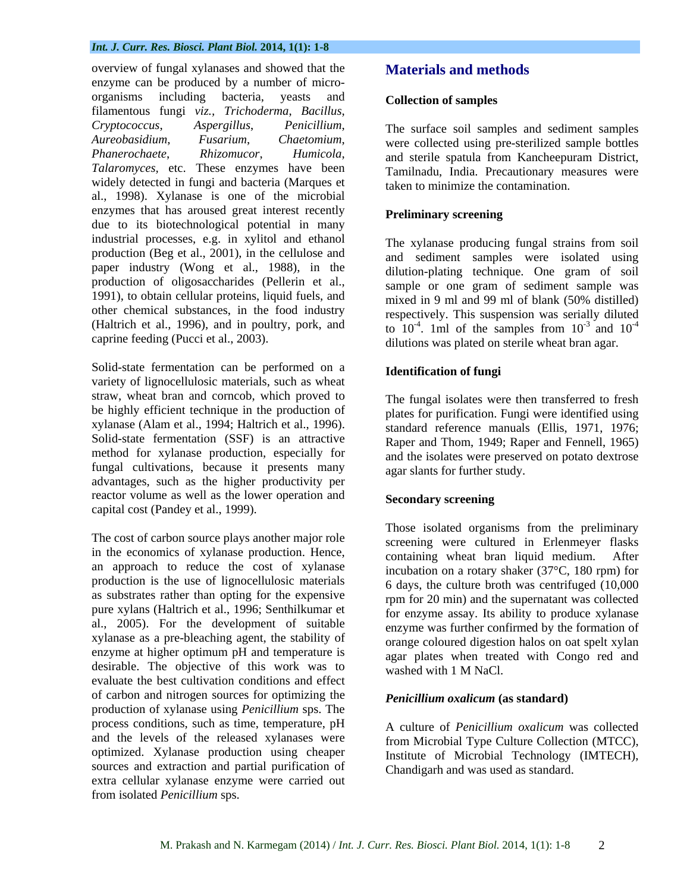overview of fungal xylanases and showed that the enzyme can be produced by a number of micro-organisms including bacteria, yeasts and filamentous fungi *viz.*, *Trichoderma*, *Bacillus*, *Cryptococcus*, *Aspergillus*, *Penicillium*, *Aureobasidium*, *Fusarium*, *Chaetomium*, *Phanerochaete*, *Rhizomucor*, *Humicola*, *Talaromyces*, etc. These enzymes have been widely detected in fungi and bacteria (Marques et al., 1998). Xylanase is one of the microbial enzymes that has aroused great interest recently due to its biotechnological potential in many industrial processes, e.g. in xylitol and ethanol production (Beg et al., 2001), in the cellulose and paper industry (Wong et al., 1988), in the production of oligosaccharides (Pellerin et al., 1991), to obtain cellular proteins, liquid fuels, and other chemical substances, in the food industry (Haltrich et al., 1996), and in poultry, pork, and caprine feeding (Pucci et al., 2003).

Solid-state fermentation can be performed on a variety of lignocellulosic materials, such as wheat straw, wheat bran and corncob, which proved to be highly efficient technique in the production of xylanase (Alam et al., 1994; Haltrich et al., 1996). Solid-state fermentation (SSF) is an attractive method for xylanase production, especially for fungal cultivations, because it presents many advantages, such as the higher productivity per reactor volume as well as the lower operation and capital cost (Pandey et al., 1999).

The cost of carbon source plays another major role in the economics of xylanase production. Hence, an approach to reduce the cost of xylanase production is the use of lignocellulosic materials as substrates rather than opting for the expensive pure xylans (Haltrich et al., 1996; Senthilkumar et al., 2005). For the development of suitable xylanase as a pre-bleaching agent, the stability of enzyme at higher optimum pH and temperature is desirable. The objective of this work was to evaluate the best cultivation conditions and effect of carbon and nitrogen sources for optimizing the production of xylanase using *Penicillium* sps. The process conditions, such as time, temperature, pH and the levels of the released xylanases were optimized. Xylanase production using cheaper sources and extraction and partial purification of extra cellular xylanase enzyme were carried out from isolated *Penicillium* sps.

## Materials and methods

### Collection of samples

The surface soil samples and sediment samples were collected using pre-sterilized sample bottles and sterile spatula from Kancheepuram District, Tamilnadu, India. Precautionary measures were taken to minimize the contamination.

### Preliminary screening

The xylanase producing fungal strains from soil and sediment samples were isolated using dilution-plating technique. One gram of soil sample or one gram of sediment sample was mixed in 9 ml and 99 ml of blank (50% distilled) respectively. This suspension was serially diluted to $10^{-4}$. 1ml of the samples from $10^{-3}$ and $10^{-4}$ dilutions was plated on sterile wheat bran agar.

### Identification of fungi

The fungal isolates were then transferred to fresh plates for purification. Fungi were identified using standard reference manuals (Ellis, 1971, 1976; Raper and Thom, 1949; Raper and Fennell, 1965) and the isolates were preserved on potato dextrose agar slants for further study.

### Secondary screening

Those isolated organisms from the preliminary screening were cultured in Erlenmeyer flasks containing wheat bran liquid medium. After incubation on a rotary shaker (37°C, 180 rpm) for 6 days, the culture broth was centrifuged (10,000 rpm for 20 min) and the supernatant was collected for enzyme assay. Its ability to produce xylanase enzyme was further confirmed by the formation of orange coloured digestion halos on oat spelt xylan agar plates when treated with Congo red and washed with 1 M NaCl.

### *Penicillium oxalicum* (as standard)

A culture of *Penicillium oxalicum* was collected from Microbial Type Culture Collection (MTCC), Institute of Microbial Technology (IMTECH), Chandigarh and was used as standard.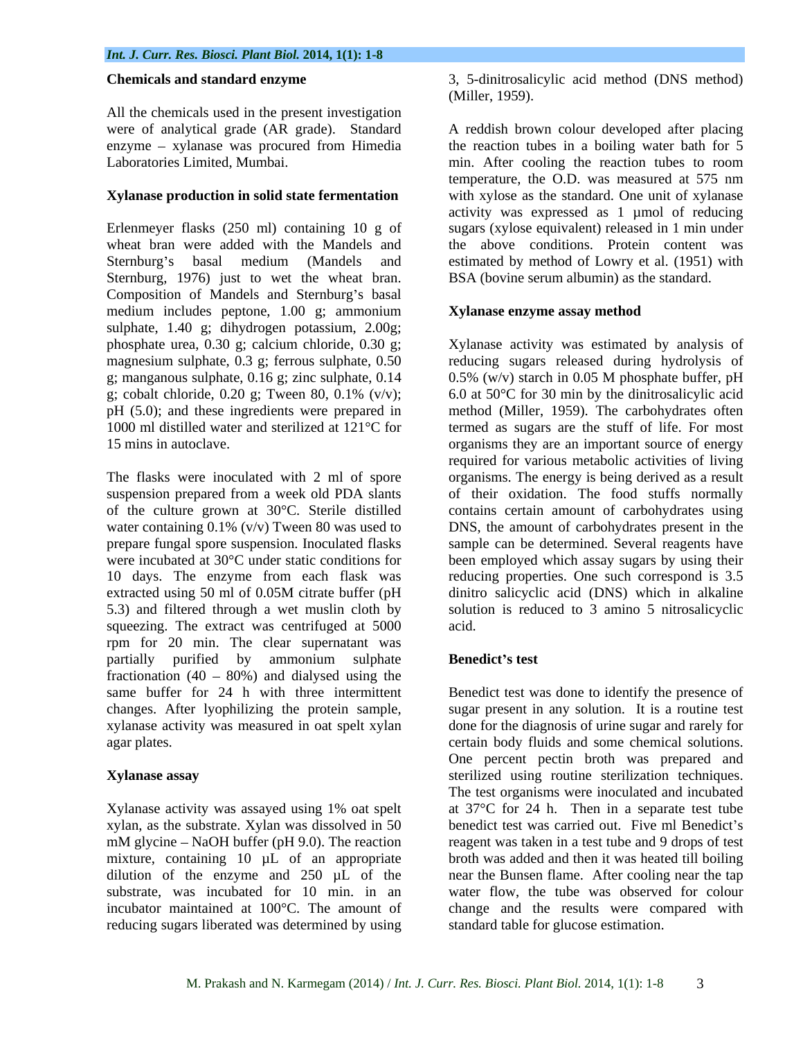### Chemicals and standard enzyme

All the chemicals used in the present investigation were of analytical grade (AR grade). Standard enzyme – xylanase was procured from Himedia Laboratories Limited, Mumbai.

### Xylanase production in solid state fermentation

Erlenmeyer flasks (250 ml) containing 10 g of wheat bran were added with the Mandels and Sternburg's basal medium (Mandels and Sternburg, 1976) just to wet the wheat bran. Composition of Mandels and Sternburg's basal medium includes peptone, 1.00 g; ammonium sulphate, 1.40 g; dihydrogen potassium, 2.00g; phosphate urea, 0.30 g; calcium chloride, 0.30 g; magnesium sulphate, 0.3 g; ferrous sulphate, 0.50 g; manganous sulphate, 0.16 g; zinc sulphate, 0.14 g; cobalt chloride, 0.20 g; Tween 80, 0.1% (v/v); pH (5.0); and these ingredients were prepared in 1000 ml distilled water and sterilized at 121°C for 15 mins in autoclave.

The flasks were inoculated with 2 ml of spore suspension prepared from a week old PDA slants of the culture grown at 30°C. Sterile distilled water containing 0.1% (v/v) Tween 80 was used to prepare fungal spore suspension. Inoculated flasks were incubated at 30°C under static conditions for 10 days. The enzyme from each flask was extracted using 50 ml of 0.05M citrate buffer (pH 5.3) and filtered through a wet muslin cloth by squeezing. The extract was centrifuged at 5000 rpm for 20 min. The clear supernatant was partially purified by ammonium sulphate fractionation (40 – 80%) and dialysed using the same buffer for 24 h with three intermittent changes. After lyophilizing the protein sample, xylanase activity was measured in oat spelt xylan agar plates.

### Xylanase assay

Xylanase activity was assayed using 1% oat spelt xylan, as the substrate. Xylan was dissolved in 50 mM glycine – NaOH buffer (pH 9.0). The reaction mixture, containing 10 µL of an appropriate dilution of the enzyme and 250 µL of the substrate, was incubated for 10 min. in an incubator maintained at 100°C. The amount of reducing sugars liberated was determined by using 3, 5-dinitrosalicylic acid method (DNS method) (Miller, 1959).

A reddish brown colour developed after placing the reaction tubes in a boiling water bath for 5 min. After cooling the reaction tubes to room temperature, the O.D. was measured at 575 nm with xylose as the standard. One unit of xylanase activity was expressed as 1 µmol of reducing sugars (xylose equivalent) released in 1 min under the above conditions. Protein content was estimated by method of Lowry et al. (1951) with BSA (bovine serum albumin) as the standard.

### Xylanase enzyme assay method

Xylanase activity was estimated by analysis of reducing sugars released during hydrolysis of 0.5% (w/v) starch in 0.05 M phosphate buffer, pH 6.0 at 50°C for 30 min by the dinitrosalicylic acid method (Miller, 1959). The carbohydrates often termed as sugars are the stuff of life. For most organisms they are an important source of energy required for various metabolic activities of living organisms. The energy is being derived as a result of their oxidation. The food stuffs normally contains certain amount of carbohydrates using DNS, the amount of carbohydrates present in the sample can be determined. Several reagents have been employed which assay sugars by using their reducing properties. One such correspond is 3.5 dinitro salicyclic acid (DNS) which in alkaline solution is reduced to 3 amino 5 nitrosalicyclic acid.

### Benedict's test

Benedict test was done to identify the presence of sugar present in any solution. It is a routine test done for the diagnosis of urine sugar and rarely for certain body fluids and some chemical solutions. One percent pectin broth was prepared and sterilized using routine sterilization techniques. The test organisms were inoculated and incubated at 37°C for 24 h. Then in a separate test tube benedict test was carried out. Five ml Benedict's reagent was taken in a test tube and 9 drops of test broth was added and then it was heated till boiling near the Bunsen flame. After cooling near the tap water flow, the tube was observed for colour change and the results were compared with standard table for glucose estimation.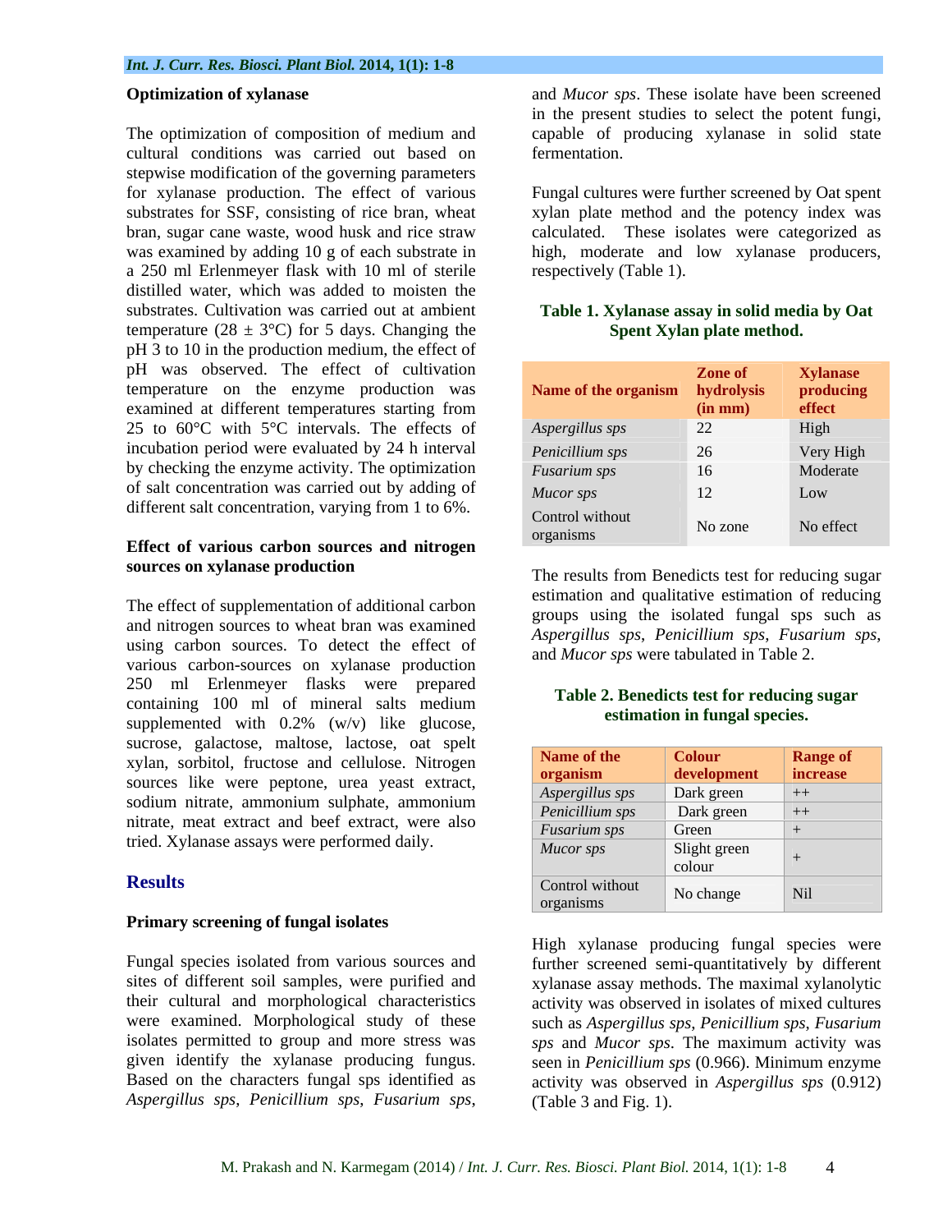### Optimization of xylanase

The optimization of composition of medium and cultural conditions was carried out based on stepwise modification of the governing parameters for xylanase production. The effect of various substrates for SSF, consisting of rice bran, wheat bran, sugar cane waste, wood husk and rice straw was examined by adding 10 g of each substrate in a 250 ml Erlenmeyer flask with 10 ml of sterile distilled water, which was added to moisten the substrates. Cultivation was carried out at ambient temperature (28 ± 3°C) for 5 days. Changing the pH 3 to 10 in the production medium, the effect of pH was observed. The effect of cultivation temperature on the enzyme production was examined at different temperatures starting from 25 to 60°C with 5°C intervals. The effects of incubation period were evaluated by 24 h interval by checking the enzyme activity. The optimization of salt concentration was carried out by adding of different salt concentration, varying from 1 to 6%.

### Effect of various carbon sources and nitrogen sources on xylanase production

The effect of supplementation of additional carbon and nitrogen sources to wheat bran was examined using carbon sources. To detect the effect of various carbon-sources on xylanase production 250 ml Erlenmeyer flasks were prepared containing 100 ml of mineral salts medium supplemented with 0.2% (w/v) like glucose, sucrose, galactose, maltose, lactose, oat spelt xylan, sorbitol, fructose and cellulose. Nitrogen sources like were peptone, urea yeast extract, sodium nitrate, ammonium sulphate, ammonium nitrate, meat extract and beef extract, were also tried. Xylanase assays were performed daily.

## Results

### Primary screening of fungal isolates

Fungal species isolated from various sources and sites of different soil samples, were purified and their cultural and morphological characteristics were examined. Morphological study of these isolates permitted to group and more stress was given identify the xylanase producing fungus. Based on the characters fungal sps identified as *Aspergillus sps*, *Penicillium sps*, *Fusarium sps*, and *Mucor sps*. These isolate have been screened in the present studies to select the potent fungi, capable of producing xylanase in solid state fermentation.

Fungal cultures were further screened by Oat spent xylan plate method and the potency index was calculated. These isolates were categorized as high, moderate and low xylanase producers, respectively (Table 1).

**Table 1. Xylanase assay in solid media by Oat Spent Xylan plate method.**

| Name of the organism | Zone of hydrolysis (in mm) | Xylanase producing effect |
|---|---|---|
| *Aspergillus sps* | 22 | High |
| *Penicillium sps* | 26 | Very High |
| *Fusarium sps* | 16 | Moderate |
| *Mucor sps* | 12 | Low |
| Control without organisms | No zone | No effect |

The results from Benedicts test for reducing sugar estimation and qualitative estimation of reducing groups using the isolated fungal sps such as *Aspergillus sps*, *Penicillium sps*, *Fusarium sps*, and *Mucor sps* were tabulated in Table 2.

**Table 2. Benedicts test for reducing sugar estimation in fungal species.**

| Name of the organism | Colour development | Range of increase |
|---|---|---|
| *Aspergillus sps* | Dark green | ++ |
| *Penicillium sps* | Dark green | ++ |
| *Fusarium sps* | Green | + |
| *Mucor sps* | Slight green colour | + |
| Control without organisms | No change | Nil |

High xylanase producing fungal species were further screened semi-quantitatively by different xylanase assay methods. The maximal xylanolytic activity was observed in isolates of mixed cultures such as *Aspergillus sps*, *Penicillium sps*, *Fusarium sps* and *Mucor sps*. The maximum activity was seen in *Penicillium sps* (0.966). Minimum enzyme activity was observed in *Aspergillus sps* (0.912) (Table 3 and Fig. 1).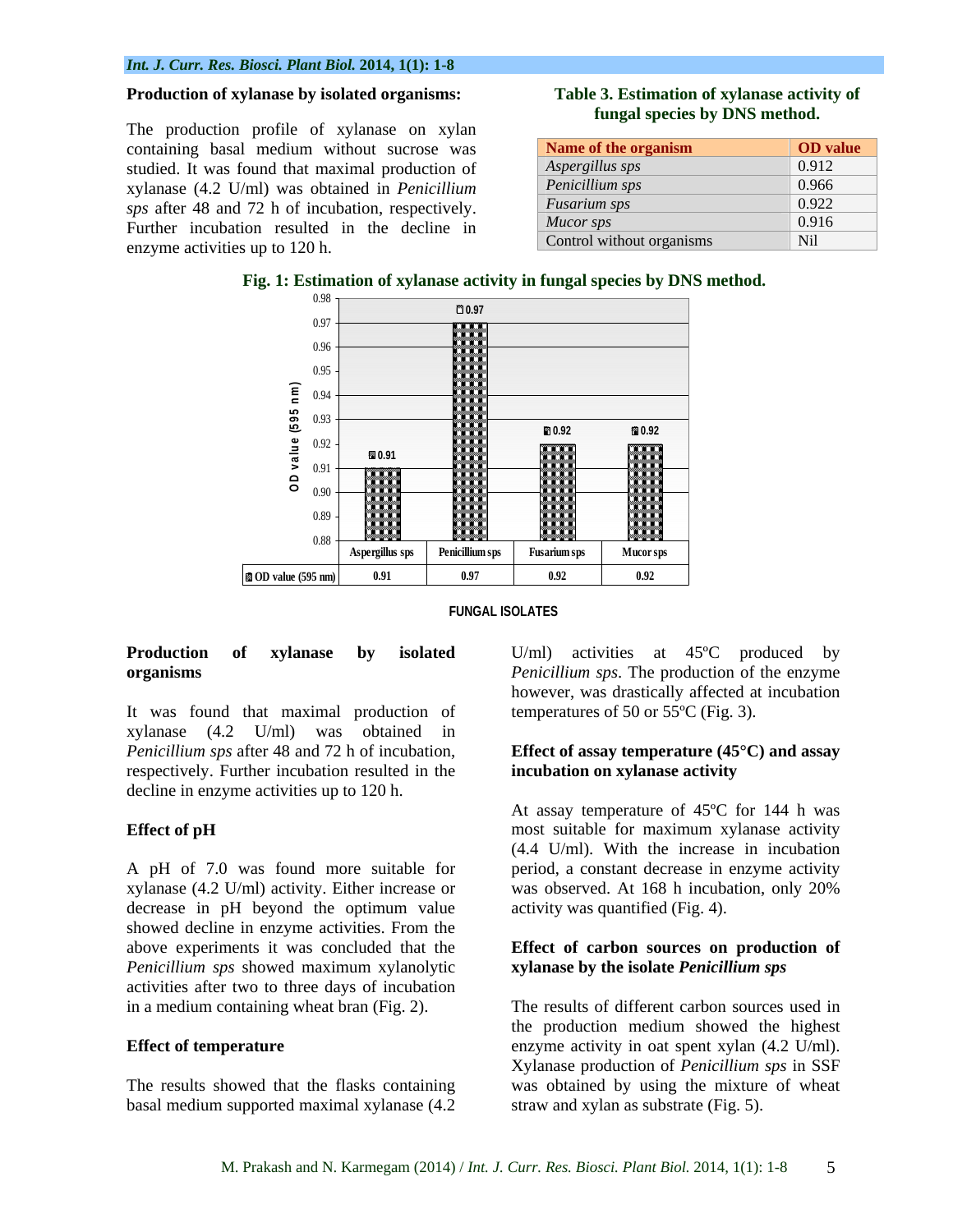**Production of xylanase by isolated organisms:**

The production profile of xylanase on xylan containing basal medium without sucrose was studied. It was found that maximal production of xylanase (4.2 U/ml) was obtained in *Penicillium sps* after 48 and 72 h of incubation, respectively. Further incubation resulted in the decline in enzyme activities up to 120 h.

**Table 3. Estimation of xylanase activity of fungal species by DNS method.**

| Name of the organism | OD value |
|---|---|
| *Aspergillus sps* | 0.912 |
| *Penicillium sps* | 0.966 |
| *Fusarium sps* | 0.922 |
| *Mucor sps* | 0.916 |
| Control without organisms | Nil |

**Fig. 1: Estimation of xylanase activity in fungal species by DNS method.**

| | Aspergillus sps | Penicillium sps | Fusarium sps | Mucor sps |
|---|---|---|---|---|
| OD value (595 nm) | 0.91 | 0.97 | 0.92 | 0.92 |

FUNGAL ISOLATES

**Production of xylanase by isolated organisms**

It was found that maximal production of xylanase (4.2 U/ml) was obtained in *Penicillium sps* after 48 and 72 h of incubation, respectively. Further incubation resulted in the decline in enzyme activities up to 120 h.

**Effect of pH**

A pH of 7.0 was found more suitable for xylanase (4.2 U/ml) activity. Either increase or decrease in pH beyond the optimum value showed decline in enzyme activities. From the above experiments it was concluded that the *Penicillium sps* showed maximum xylanolytic activities after two to three days of incubation in a medium containing wheat bran (Fig. 2).

**Effect of temperature**

The results showed that the flasks containing basal medium supported maximal xylanase (4.2 U/ml) activities at 45ºC produced by *Penicillium sps*. The production of the enzyme however, was drastically affected at incubation temperatures of 50 or 55ºC (Fig. 3).

**Effect of assay temperature (45°C) and assay incubation on xylanase activity**

At assay temperature of 45ºC for 144 h was most suitable for maximum xylanase activity (4.4 U/ml). With the increase in incubation period, a constant decrease in enzyme activity was observed. At 168 h incubation, only 20% activity was quantified (Fig. 4).

**Effect of carbon sources on production of xylanase by the isolate *Penicillium sps***

The results of different carbon sources used in the production medium showed the highest enzyme activity in oat spent xylan (4.2 U/ml). Xylanase production of *Penicillium sps* in SSF was obtained by using the mixture of wheat straw and xylan as substrate (Fig. 5).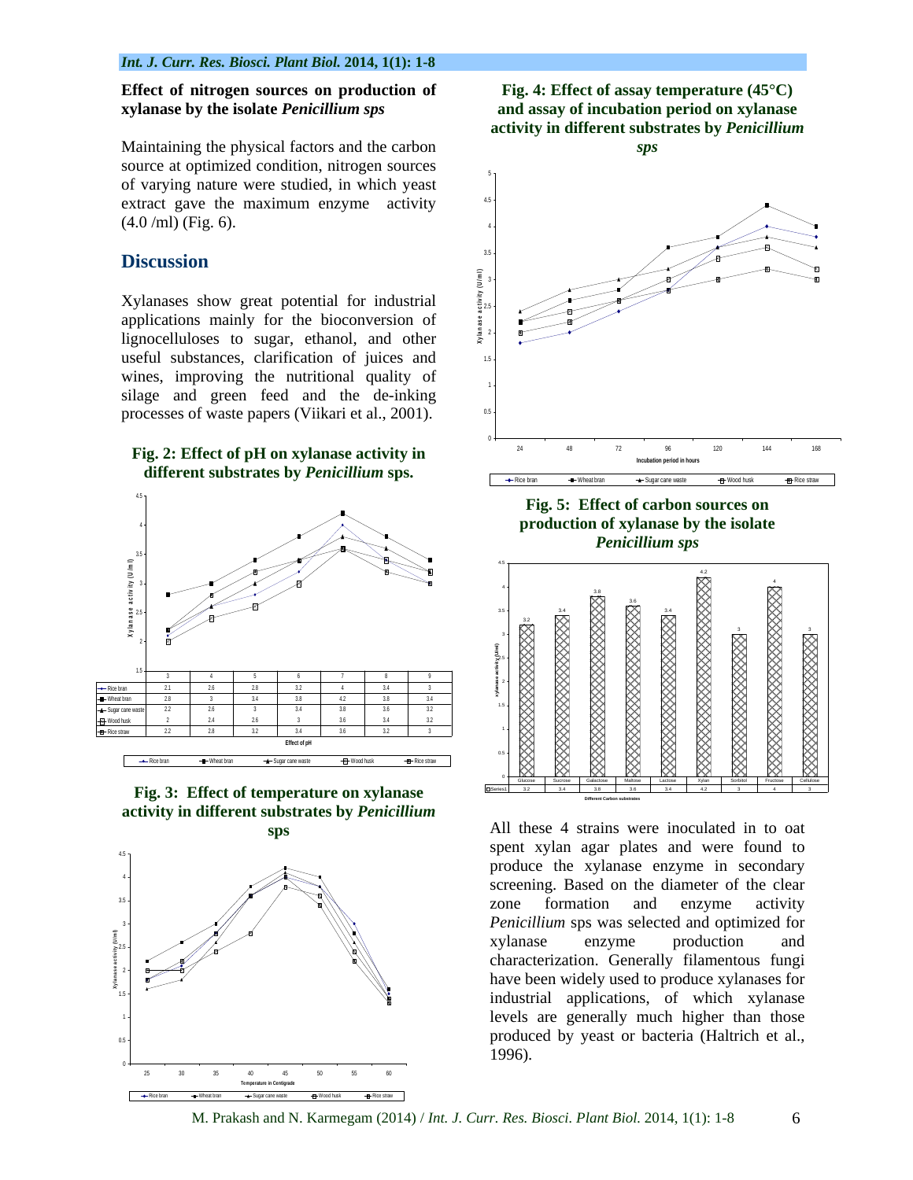**Effect of nitrogen sources on production of xylanase by the isolate *Penicillium sps***

Maintaining the physical factors and the carbon source at optimized condition, nitrogen sources of varying nature were studied, in which yeast extract gave the maximum enzyme activity (4.0 /ml) (Fig. 6).

## Discussion

Xylanases show great potential for industrial applications mainly for the bioconversion of lignocelluloses to sugar, ethanol, and other useful substances, clarification of juices and wines, improving the nutritional quality of silage and green feed and the de-inking processes of waste papers (Viikari et al., 2001).

**Fig. 2: Effect of pH on xylanase activity in different substrates by *Penicillium* sps.**

| | 3 | 4 | 5 | 6 | 7 | 8 | 9 |
|---|---|---|---|---|---|---|---|
| Rice bran | 2.1 | 2.6 | 2.8 | 3.2 | 4 | 3.4 | 3 |
| Wheat bran | 2.8 | 3 | 3.4 | 3.8 | 4.2 | 3.8 | 3.4 |
| Sugar cane waste | 2.2 | 2.6 | 3 | 3.4 | 3.8 | 3.6 | 3.2 |
| Wood husk | 2 | 2.4 | 2.6 | 3 | 3.6 | 3.4 | 3.2 |
| Rice straw | 2.2 | 2.8 | 3.2 | 3.4 | 3.6 | 3.2 | 3 |

Effect of pH

**Fig. 3: Effect of temperature on xylanase activity in different substrates by *Penicillium* sps**

**Fig. 4: Effect of assay temperature (45°C) and assay of incubation period on xylanase activity in different substrates by *Penicillium* sps**

**Fig. 5: Effect of carbon sources on production of xylanase by the isolate *Penicillium sps***

| | Glucose | Sucrose | Galactose | Maltose | Lactose | Xylan | Sorbitol | Fructose | Cellulose |
|---|---|---|---|---|---|---|---|---|---|
| Series1 | 3.2 | 3.4 | 3.8 | 3.6 | 3.4 | 4.2 | 3 | 4 | 3 |

Different Carbon substrates

All these 4 strains were inoculated in to oat spent xylan agar plates and were found to produce the xylanase enzyme in secondary screening. Based on the diameter of the clear zone formation and enzyme activity *Penicillium* sps was selected and optimized for xylanase enzyme production and characterization. Generally filamentous fungi have been widely used to produce xylanases for industrial applications, of which xylanase levels are generally much higher than those produced by yeast or bacteria (Haltrich et al., 1996).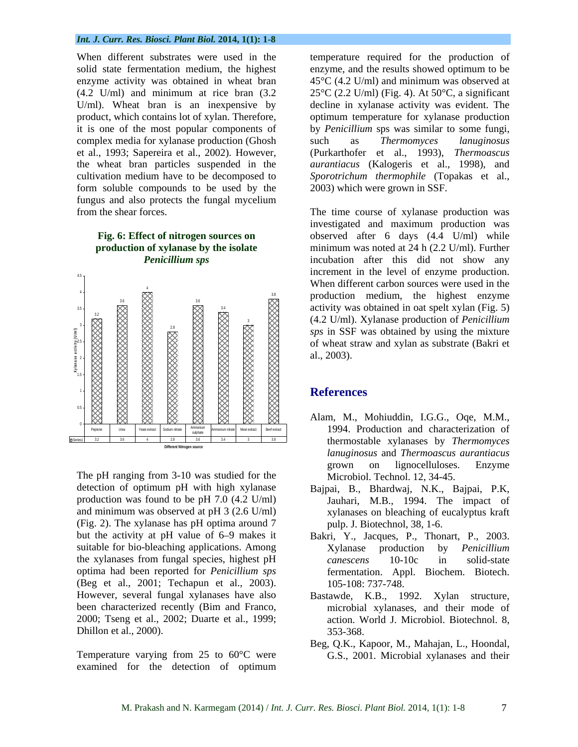When different substrates were used in the solid state fermentation medium, the highest enzyme activity was obtained in wheat bran (4.2 U/ml) and minimum at rice bran (3.2 U/ml). Wheat bran is an inexpensive by product, which contains lot of xylan. Therefore, it is one of the most popular components of complex media for xylanase production (Ghosh et al., 1993; Sapereira et al., 2002). However, the wheat bran particles suspended in the cultivation medium have to be decomposed to form soluble compounds to be used by the fungus and also protects the fungal mycelium from the shear forces.

**Fig. 6: Effect of nitrogen sources on production of xylanase by the isolate *Penicillium sps***

| Different Nitrogen source | Peptone | Urea | Yeast extract | Sodium nitrate | Ammonium sulphate | Ammonium nitrate | Meat extract | Beef extract |
|---|---|---|---|---|---|---|---|---|
| Series1 | 3.2 | 3.6 | 4 | 2.8 | 3.6 | 3.4 | 3 | 3.8 |

The pH ranging from 3-10 was studied for the detection of optimum pH with high xylanase production was found to be pH 7.0 (4.2 U/ml) and minimum was observed at pH 3 (2.6 U/ml) (Fig. 2). The xylanase has pH optima around 7 but the activity at pH value of 6–9 makes it suitable for bio-bleaching applications. Among the xylanases from fungal species, highest pH optima had been reported for *Penicillium sps* (Beg et al., 2001; Techapun et al., 2003). However, several fungal xylanases have also been characterized recently (Bim and Franco, 2000; Tseng et al., 2002; Duarte et al., 1999; Dhillon et al., 2000).

Temperature varying from 25 to 60°C were examined for the detection of optimum temperature required for the production of enzyme, and the results showed optimum to be 45°C (4.2 U/ml) and minimum was observed at 25°C (2.2 U/ml) (Fig. 4). At 50°C, a significant decline in xylanase activity was evident. The optimum temperature for xylanase production by *Penicillium* sps was similar to some fungi, such as *Thermomyces lanuginosus* (Purkarthofer et al., 1993), *Thermoascus aurantiacus* (Kalogeris et al., 1998), and *Sporotrichum thermophile* (Topakas et al., 2003) which were grown in SSF.

The time course of xylanase production was investigated and maximum production was observed after 6 days (4.4 U/ml) while minimum was noted at 24 h (2.2 U/ml). Further incubation after this did not show any increment in the level of enzyme production. When different carbon sources were used in the production medium, the highest enzyme activity was obtained in oat spelt xylan (Fig. 5) (4.2 U/ml). Xylanase production of *Penicillium sps* in SSF was obtained by using the mixture of wheat straw and xylan as substrate (Bakri et al., 2003).

## References

Alam, M., Mohiuddin, I.G.G., Oqe, M.M., 1994. Production and characterization of thermostable xylanases by *Thermomyces lanuginosus* and *Thermoascus aurantiacus* grown on lignocelluloses. Enzyme Microbiol. Technol. 12, 34-45.

Bajpai, B., Bhardwaj, N.K., Bajpai, P.K, Jauhari, M.B., 1994. The impact of xylanases on bleaching of eucalyptus kraft pulp. J. Biotechnol, 38, 1-6.

Bakri, Y., Jacques, P., Thonart, P., 2003. Xylanase production by *Penicillium canescens* 10-10c in solid-state fermentation. Appl. Biochem. Biotech. 105-108: 737-748.

Bastawde, K.B., 1992. Xylan structure, microbial xylanases, and their mode of action. World J. Microbiol. Biotechnol. 8, 353-368.

Beg, Q.K., Kapoor, M., Mahajan, L., Hoondal, G.S., 2001. Microbial xylanases and their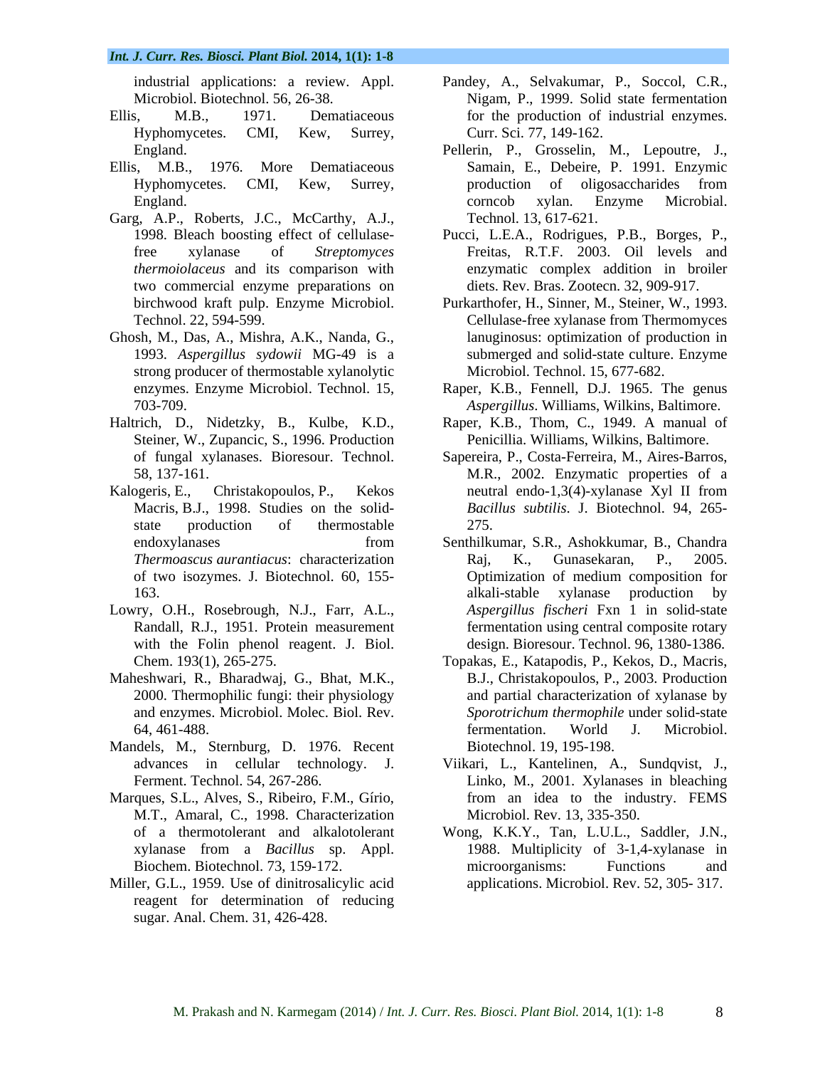industrial applications: a review. Appl. Microbiol. Biotechnol. 56, 26-38.

Ellis, M.B., 1971. Dematiaceous Hyphomycetes. CMI, Kew, Surrey, England.

Ellis, M.B., 1976. More Dematiaceous Hyphomycetes. CMI, Kew, Surrey, England.

Garg, A.P., Roberts, J.C., McCarthy, A.J., 1998. Bleach boosting effect of cellulase-free xylanase of *Streptomyces thermoiolaceus* and its comparison with two commercial enzyme preparations on birchwood kraft pulp. Enzyme Microbiol. Technol. 22, 594-599.

Ghosh, M., Das, A., Mishra, A.K., Nanda, G., 1993. *Aspergillus sydowii* MG-49 is a strong producer of thermostable xylanolytic enzymes. Enzyme Microbiol. Technol. 15, 703-709.

Haltrich, D., Nidetzky, B., Kulbe, K.D., Steiner, W., Zupancic, S., 1996. Production of fungal xylanases. Bioresour. Technol. 58, 137-161.

Kalogeris, E., Christakopoulos, P., Kekos Macris, B.J., 1998. Studies on the solid-state production of thermostable endoxylanases from *Thermoascus aurantiacus*: characterization of two isozymes. J. Biotechnol. 60, 155-163.

Lowry, O.H., Rosebrough, N.J., Farr, A.L., Randall, R.J., 1951. Protein measurement with the Folin phenol reagent. J. Biol. Chem. 193(1), 265-275.

Maheshwari, R., Bharadwaj, G., Bhat, M.K., 2000. Thermophilic fungi: their physiology and enzymes. Microbiol. Molec. Biol. Rev. 64, 461-488.

Mandels, M., Sternburg, D. 1976. Recent advances in cellular technology. J. Ferment. Technol. 54, 267-286.

Marques, S.L., Alves, S., Ribeiro, F.M., Gírio, M.T., Amaral, C., 1998. Characterization of a thermotolerant and alkalotolerant xylanase from a *Bacillus* sp. Appl. Biochem. Biotechnol. 73, 159-172.

Miller, G.L., 1959. Use of dinitrosalicylic acid reagent for determination of reducing sugar. Anal. Chem. 31, 426-428.

Pandey, A., Selvakumar, P., Soccol, C.R., Nigam, P., 1999. Solid state fermentation for the production of industrial enzymes. Curr. Sci. 77, 149-162.

Pellerin, P., Grosselin, M., Lepoutre, J., Samain, E., Debeire, P. 1991. Enzymic production of oligosaccharides from corncob xylan. Enzyme Microbial. Technol. 13, 617-621.

Pucci, L.E.A., Rodrigues, P.B., Borges, P., Freitas, R.T.F. 2003. Oil levels and enzymatic complex addition in broiler diets. Rev. Bras. Zootecn. 32, 909-917.

Purkarthofer, H., Sinner, M., Steiner, W., 1993. Cellulase-free xylanase from Thermomyces lanuginosus: optimization of production in submerged and solid-state culture. Enzyme Microbiol. Technol. 15, 677-682.

Raper, K.B., Fennell, D.J. 1965. The genus *Aspergillus*. Williams, Wilkins, Baltimore.

Raper, K.B., Thom, C., 1949. A manual of Penicillia. Williams, Wilkins, Baltimore.

Sapereira, P., Costa-Ferreira, M., Aires-Barros, M.R., 2002. Enzymatic properties of a neutral endo-1,3(4)-xylanase Xyl II from *Bacillus subtilis*. J. Biotechnol. 94, 265-275.

Senthilkumar, S.R., Ashokkumar, B., Chandra Raj, K., Gunasekaran, P., 2005. Optimization of medium composition for alkali-stable xylanase production by *Aspergillus fischeri* Fxn 1 in solid-state fermentation using central composite rotary design. Bioresour. Technol. 96, 1380-1386.

Topakas, E., Katapodis, P., Kekos, D., Macris, B.J., Christakopoulos, P., 2003. Production and partial characterization of xylanase by *Sporotrichum thermophile* under solid-state fermentation. World J. Microbiol. Biotechnol. 19, 195-198.

Viikari, L., Kantelinen, A., Sundqvist, J., Linko, M., 2001. Xylanases in bleaching from an idea to the industry. FEMS Microbiol. Rev. 13, 335-350.

Wong, K.K.Y., Tan, L.U.L., Saddler, J.N., 1988. Multiplicity of 3-1,4-xylanase in microorganisms: Functions and applications. Microbiol. Rev. 52, 305- 317.